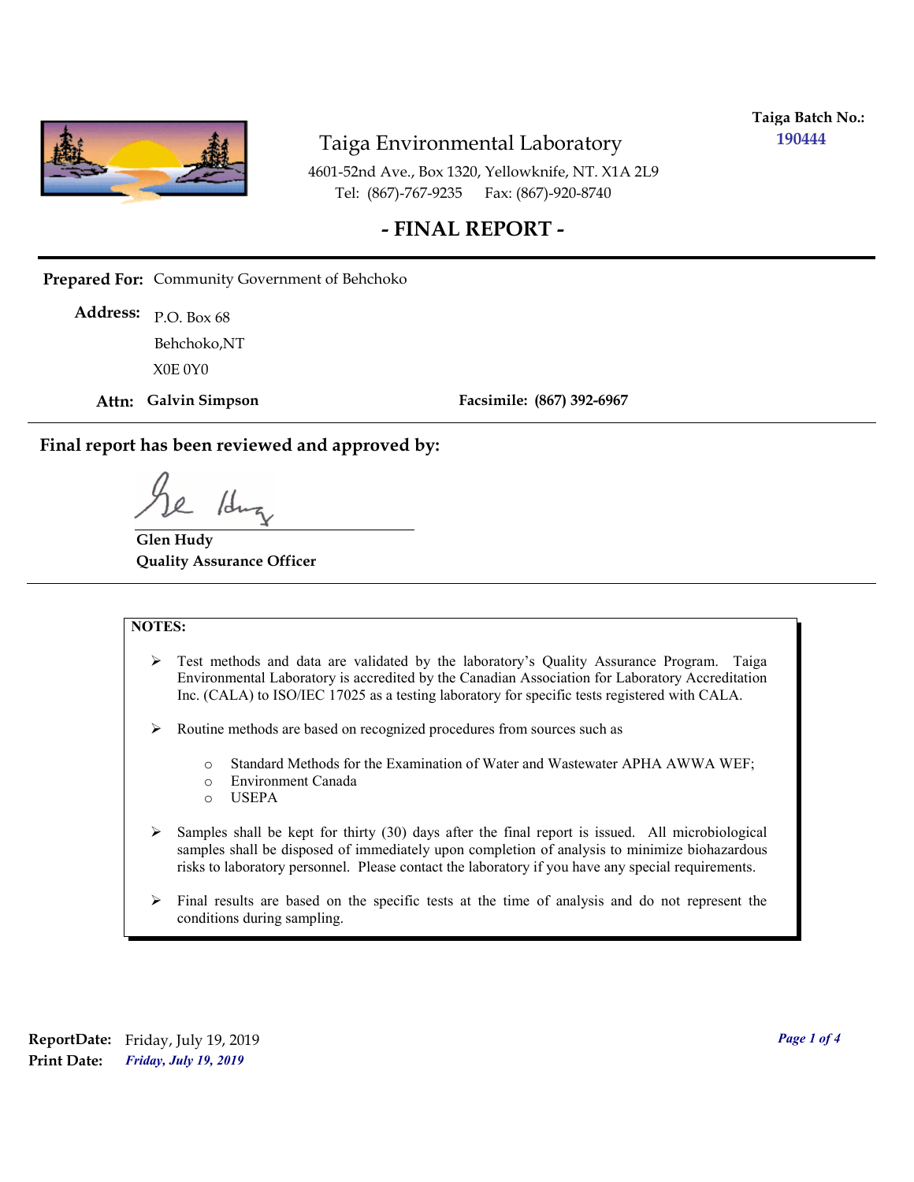**Taiga Batch No.:** 190444

# Taiga Environmental Laboratory

4601-52nd Ave., Box 1320, Yellowknife, NT. X1A 2L9
Tel: (867)-767-9235 Fax: (867)-920-8740

## - FINAL REPORT -

**Prepared For:** Community Government of Behchoko

**Address:** P.O. Box 68
Behchoko,NT
X0E 0Y0

**Attn:** **Galvin Simpson** **Facsimile:** **(867) 392-6967**

### Final report has been reviewed and approved by:

**Glen Hudy**
**Quality Assurance Officer**

**NOTES:**

- Test methods and data are validated by the laboratory's Quality Assurance Program. Taiga Environmental Laboratory is accredited by the Canadian Association for Laboratory Accreditation Inc. (CALA) to ISO/IEC 17025 as a testing laboratory for specific tests registered with CALA.
- Routine methods are based on recognized procedures from sources such as
  - Standard Methods for the Examination of Water and Wastewater APHA AWWA WEF;
  - Environment Canada
  - USEPA
- Samples shall be kept for thirty (30) days after the final report is issued. All microbiological samples shall be disposed of immediately upon completion of analysis to minimize biohazardous risks to laboratory personnel. Please contact the laboratory if you have any special requirements.
- Final results are based on the specific tests at the time of analysis and do not represent the conditions during sampling.

**ReportDate:** Friday, July 19, 2019
**Print Date:** *Friday, July 19, 2019*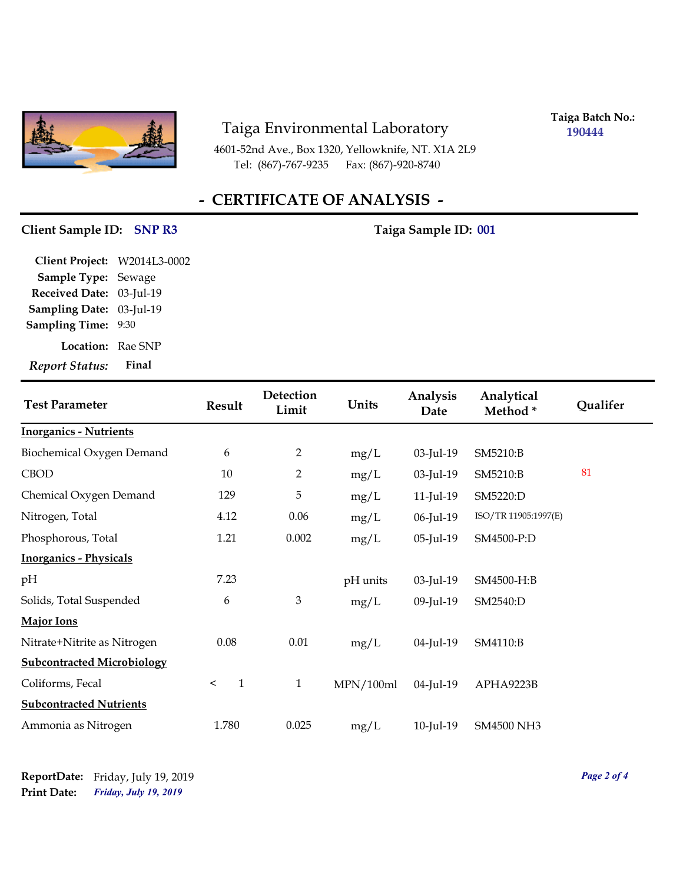# Taiga Environmental Laboratory

4601-52nd Ave., Box 1320, Yellowknife, NT. X1A 2L9
Tel: (867)-767-9235 Fax: (867)-920-8740

**Taiga Batch No.:** 190444

## - CERTIFICATE OF ANALYSIS -

**Client Sample ID:** SNP R3

**Taiga Sample ID:** 001

**Client Project:** W2014L3-0002
**Sample Type:** Sewage
**Received Date:** 03-Jul-19
**Sampling Date:** 03-Jul-19
**Sampling Time:** 9:30
**Location:** Rae SNP
***Report Status:*** **Final**

| Test Parameter | Result | Detection Limit | Units | Analysis Date | Analytical Method * | Qualifer |
|---|---|---|---|---|---|---|
| **Inorganics - Nutrients** | | | | | | |
| Biochemical Oxygen Demand | 6 | 2 | mg/L | 03-Jul-19 | SM5210:B | |
| CBOD | 10 | 2 | mg/L | 03-Jul-19 | SM5210:B | 81 |
| Chemical Oxygen Demand | 129 | 5 | mg/L | 11-Jul-19 | SM5220:D | |
| Nitrogen, Total | 4.12 | 0.06 | mg/L | 06-Jul-19 | ISO/TR 11905:1997(E) | |
| Phosphorous, Total | 1.21 | 0.002 | mg/L | 05-Jul-19 | SM4500-P:D | |
| **Inorganics - Physicals** | | | | | | |
| pH | 7.23 | | pH units | 03-Jul-19 | SM4500-H:B | |
| Solids, Total Suspended | 6 | 3 | mg/L | 09-Jul-19 | SM2540:D | |
| **Major Ions** | | | | | | |
| Nitrate+Nitrite as Nitrogen | 0.08 | 0.01 | mg/L | 04-Jul-19 | SM4110:B | |
| **Subcontracted Microbiology** | | | | | | |
| Coliforms, Fecal | < 1 | 1 | MPN/100ml | 04-Jul-19 | APHA9223B | |
| **Subcontracted Nutrients** | | | | | | |
| Ammonia as Nitrogen | 1.780 | 0.025 | mg/L | 10-Jul-19 | SM4500 NH3 | |

**ReportDate:** Friday, July 19, 2019
**Print Date:** *Friday, July 19, 2019*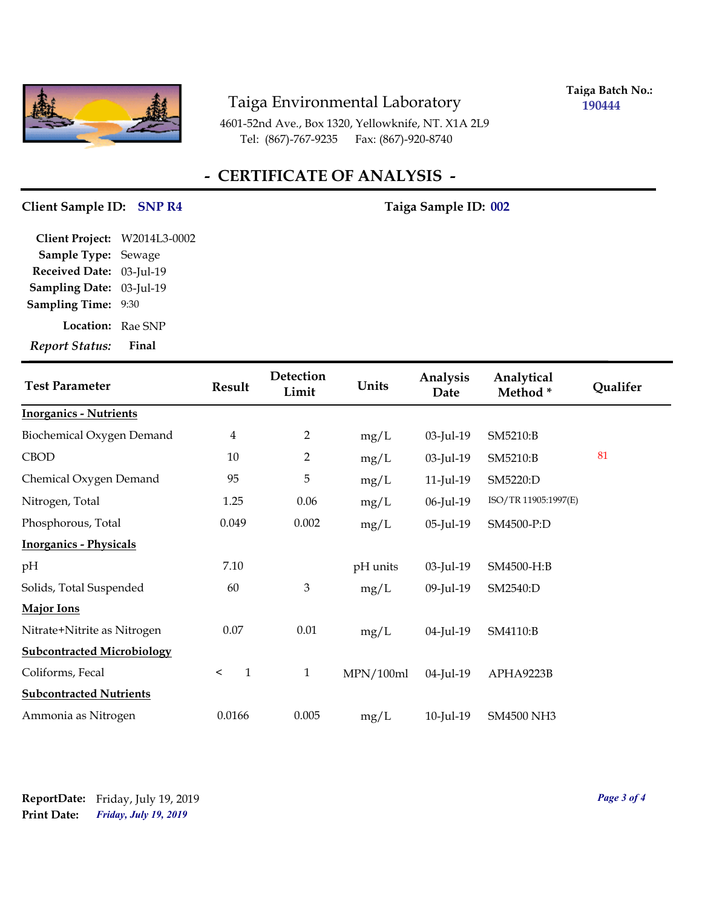# Taiga Environmental Laboratory

4601-52nd Ave., Box 1320, Yellowknife, NT. X1A 2L9
Tel: (867)-767-9235 Fax: (867)-920-8740

**Taiga Batch No.:** 190444

## - CERTIFICATE OF ANALYSIS -

**Client Sample ID:** SNP R4 **Taiga Sample ID:** 002

**Client Project:** W2014L3-0002
**Sample Type:** Sewage
**Received Date:** 03-Jul-19
**Sampling Date:** 03-Jul-19
**Sampling Time:** 9:30
**Location:** Rae SNP
***Report Status:*** **Final**

| Test Parameter | Result | Detection Limit | Units | Analysis Date | Analytical Method * | Qualifer |
|---|---|---|---|---|---|---|
| **Inorganics - Nutrients** | | | | | | |
| Biochemical Oxygen Demand | 4 | 2 | mg/L | 03-Jul-19 | SM5210:B | |
| CBOD | 10 | 2 | mg/L | 03-Jul-19 | SM5210:B | 81 |
| Chemical Oxygen Demand | 95 | 5 | mg/L | 11-Jul-19 | SM5220:D | |
| Nitrogen, Total | 1.25 | 0.06 | mg/L | 06-Jul-19 | ISO/TR 11905:1997(E) | |
| Phosphorous, Total | 0.049 | 0.002 | mg/L | 05-Jul-19 | SM4500-P:D | |
| **Inorganics - Physicals** | | | | | | |
| pH | 7.10 | | pH units | 03-Jul-19 | SM4500-H:B | |
| Solids, Total Suspended | 60 | 3 | mg/L | 09-Jul-19 | SM2540:D | |
| **Major Ions** | | | | | | |
| Nitrate+Nitrite as Nitrogen | 0.07 | 0.01 | mg/L | 04-Jul-19 | SM4110:B | |
| **Subcontracted Microbiology** | | | | | | |
| Coliforms, Fecal | < 1 | 1 | MPN/100ml | 04-Jul-19 | APHA9223B | |
| **Subcontracted Nutrients** | | | | | | |
| Ammonia as Nitrogen | 0.0166 | 0.005 | mg/L | 10-Jul-19 | SM4500 NH3 | |

**ReportDate:** Friday, July 19, 2019
**Print Date:** *Friday, July 19, 2019*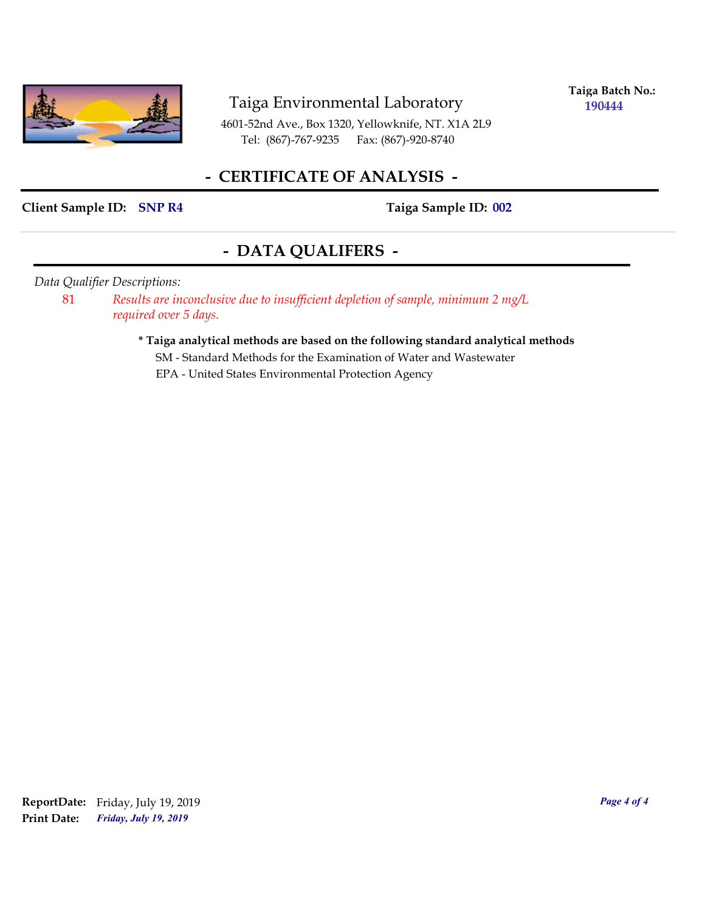Taiga Environmental Laboratory

4601-52nd Ave., Box 1320, Yellowknife, NT. X1A 2L9
Tel: (867)-767-9235 Fax: (867)-920-8740

**Taiga Batch No.:** 190444

# - CERTIFICATE OF ANALYSIS -

**Client Sample ID:** SNP R4 **Taiga Sample ID:** 002

## - DATA QUALIFERS -

*Data Qualifier Descriptions:*

81 *Results are inconclusive due to insufficient depletion of sample, minimum 2 mg/L required over 5 days.*

**\* Taiga analytical methods are based on the following standard analytical methods**

SM - Standard Methods for the Examination of Water and Wastewater
EPA - United States Environmental Protection Agency

**ReportDate:** Friday, July 19, 2019
**Print Date:** ***Friday, July 19, 2019***